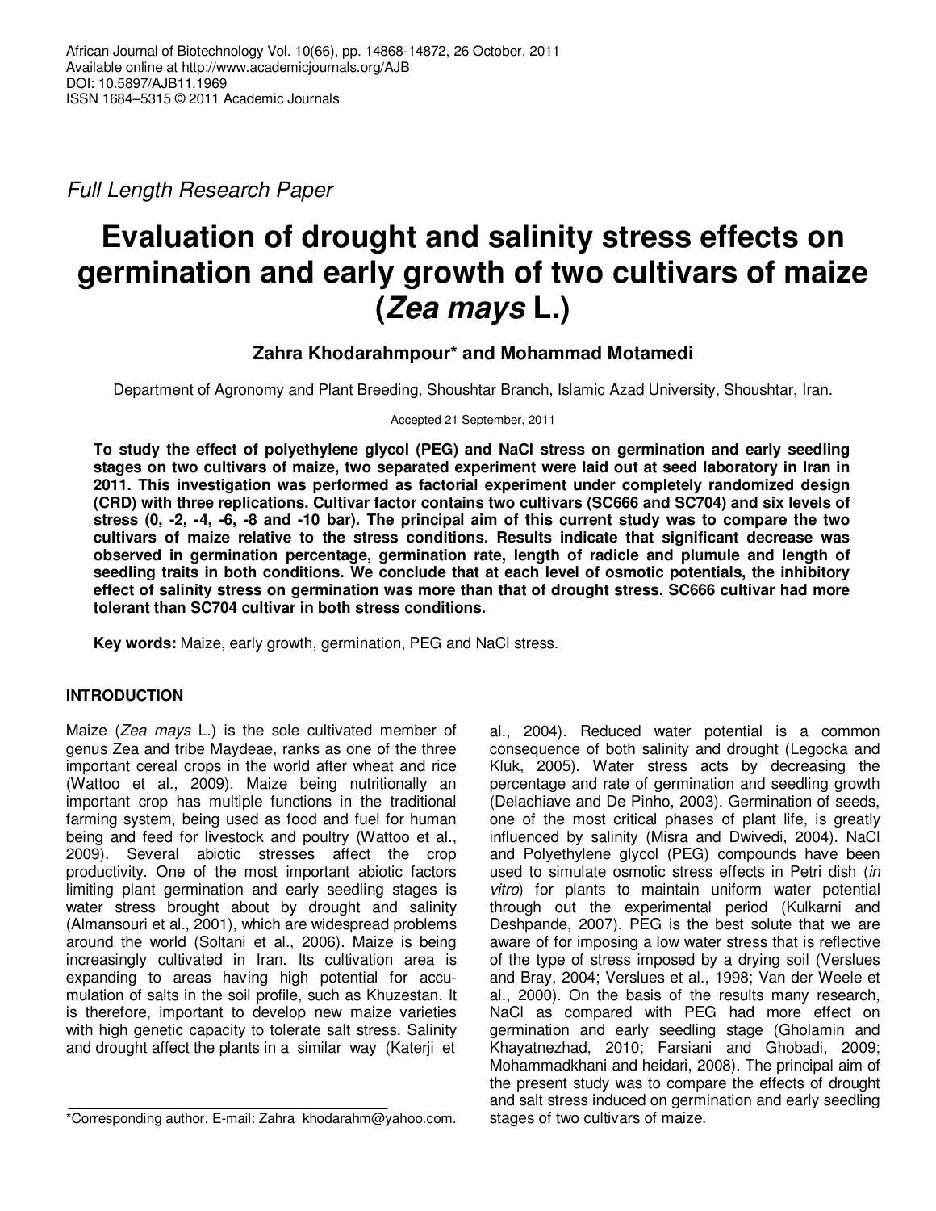African Journal of Biotechnology Vol. 10(66), pp. 14868-14872, 26 October, 2011
Available online at http://www.academicjournals.org/AJB
DOI: 10.5897/AJB11.1969
ISSN 1684–5315 © 2011 Academic Journals

*Full Length Research Paper*

# Evaluation of drought and salinity stress effects on germination and early growth of two cultivars of maize (*Zea mays* L.)

**Zahra Khodarahmpour\* and Mohammad Motamedi**

Department of Agronomy and Plant Breeding, Shoushtar Branch, Islamic Azad University, Shoushtar, Iran.

Accepted 21 September, 2011

**To study the effect of polyethylene glycol (PEG) and NaCl stress on germination and early seedling stages on two cultivars of maize, two separated experiment were laid out at seed laboratory in Iran in 2011. This investigation was performed as factorial experiment under completely randomized design (CRD) with three replications. Cultivar factor contains two cultivars (SC666 and SC704) and six levels of stress (0, -2, -4, -6, -8 and -10 bar). The principal aim of this current study was to compare the two cultivars of maize relative to the stress conditions. Results indicate that significant decrease was observed in germination percentage, germination rate, length of radicle and plumule and length of seedling traits in both conditions. We conclude that at each level of osmotic potentials, the inhibitory effect of salinity stress on germination was more than that of drought stress. SC666 cultivar had more tolerant than SC704 cultivar in both stress conditions.**

**Key words:** Maize, early growth, germination, PEG and NaCl stress.

## INTRODUCTION

Maize (*Zea mays* L.) is the sole cultivated member of genus Zea and tribe Maydeae, ranks as one of the three important cereal crops in the world after wheat and rice (Wattoo et al., 2009). Maize being nutritionally an important crop has multiple functions in the traditional farming system, being used as food and fuel for human being and feed for livestock and poultry (Wattoo et al., 2009). Several abiotic stresses affect the crop productivity. One of the most important abiotic factors limiting plant germination and early seedling stages is water stress brought about by drought and salinity (Almansouri et al., 2001), which are widespread problems around the world (Soltani et al., 2006). Maize is being increasingly cultivated in Iran. Its cultivation area is expanding to areas having high potential for accumulation of salts in the soil profile, such as Khuzestan. It is therefore, important to develop new maize varieties with high genetic capacity to tolerate salt stress. Salinity and drought affect the plants in a similar way (Katerji et al., 2004). Reduced water potential is a common consequence of both salinity and drought (Legocka and Kluk, 2005). Water stress acts by decreasing the percentage and rate of germination and seedling growth (Delachiave and De Pinho, 2003). Germination of seeds, one of the most critical phases of plant life, is greatly influenced by salinity (Misra and Dwivedi, 2004). NaCl and Polyethylene glycol (PEG) compounds have been used to simulate osmotic stress effects in Petri dish (*in vitro*) for plants to maintain uniform water potential through out the experimental period (Kulkarni and Deshpande, 2007). PEG is the best solute that we are aware of for imposing a low water stress that is reflective of the type of stress imposed by a drying soil (Verslues and Bray, 2004; Verslues et al., 1998; Van der Weele et al., 2000). On the basis of the results many research, NaCl as compared with PEG had more effect on germination and early seedling stage (Gholamin and Khayatnezhad, 2010; Farsiani and Ghobadi, 2009; Mohammadkhani and heidari, 2008). The principal aim of the present study was to compare the effects of drought and salt stress induced on germination and early seedling stages of two cultivars of maize.

\*Corresponding author. E-mail: Zahra_khodarahm@yahoo.com.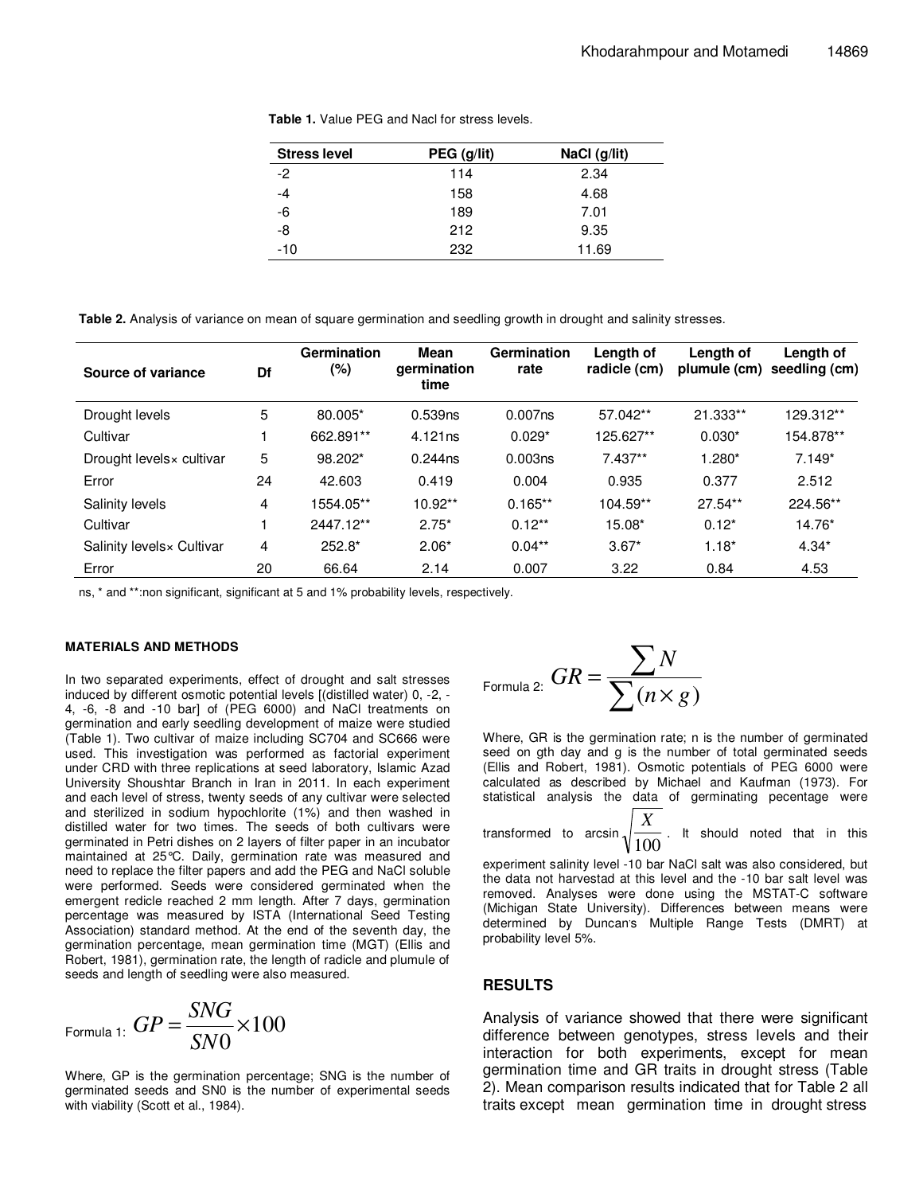**Table 1.** Value PEG and Nacl for stress levels.

| Stress level | PEG (g/lit) | NaCl (g/lit) |
|---|---|---|
| -2 | 114 | 2.34 |
| -4 | 158 | 4.68 |
| -6 | 189 | 7.01 |
| -8 | 212 | 9.35 |
| -10 | 232 | 11.69 |

**Table 2.** Analysis of variance on mean of square germination and seedling growth in drought and salinity stresses.

| Source of variance | Df | Germination (%) | Mean germination time | Germination rate | Length of radicle (cm) | Length of plumule (cm) | Length of seedling (cm) |
|---|---|---|---|---|---|---|---|
| Drought levels | 5 | 80.005* | 0.539ns | 0.007ns | 57.042** | 21.333** | 129.312** |
| Cultivar | 1 | 662.891** | 4.121ns | 0.029* | 125.627** | 0.030* | 154.878** |
| Drought levels× cultivar | 5 | 98.202* | 0.244ns | 0.003ns | 7.437** | 1.280* | 7.149* |
| Error | 24 | 42.603 | 0.419 | 0.004 | 0.935 | 0.377 | 2.512 |
| Salinity levels | 4 | 1554.05** | 10.92** | 0.165** | 104.59** | 27.54** | 224.56** |
| Cultivar | 1 | 2447.12** | 2.75* | 0.12** | 15.08* | 0.12* | 14.76* |
| Salinity levels× Cultivar | 4 | 252.8* | 2.06* | 0.04** | 3.67* | 1.18* | 4.34* |
| Error | 20 | 66.64 | 2.14 | 0.007 | 3.22 | 0.84 | 4.53 |

ns, * and **:non significant, significant at 5 and 1% probability levels, respectively.

## MATERIALS AND METHODS

In two separated experiments, effect of drought and salt stresses induced by different osmotic potential levels [(distilled water) 0, -2, -4, -6, -8 and -10 bar] of (PEG 6000) and NaCl treatments on germination and early seedling development of maize were studied (Table 1). Two cultivar of maize including SC704 and SC666 were used. This investigation was performed as factorial experiment under CRD with three replications at seed laboratory, Islamic Azad University Shoushtar Branch in Iran in 2011. In each experiment and each level of stress, twenty seeds of any cultivar were selected and sterilized in sodium hypochlorite (1%) and then washed in distilled water for two times. The seeds of both cultivars were germinated in Petri dishes on 2 layers of filter paper in an incubator maintained at 25°C. Daily, germination rate was measured and need to replace the filter papers and add the PEG and NaCl soluble were performed. Seeds were considered germinated when the emergent redicle reached 2 mm length. After 7 days, germination percentage was measured by ISTA (International Seed Testing Association) standard method. At the end of the seventh day, the germination percentage, mean germination time (MGT) (Ellis and Robert, 1981), germination rate, the length of radicle and plumule of seeds and length of seedling were also measured.

Formula 1: $$GP = \frac{SNG}{SN0} \times 100$$

Where, GP is the germination percentage; SNG is the number of germinated seeds and SN0 is the number of experimental seeds with viability (Scott et al., 1984).

Formula 2: $$GR = \frac{\sum N}{\sum (n \times g)}$$

Where, GR is the germination rate; n is the number of germinated seed on gth day and g is the number of total germinated seeds (Ellis and Robert, 1981). Osmotic potentials of PEG 6000 were calculated as described by Michael and Kaufman (1973). For statistical analysis the data of germinating pecentage were transformed to $\arcsin\sqrt{\frac{X}{100}}$. It should noted that in this experiment salinity level -10 bar NaCl salt was also considered, but the data not harvestad at this level and the -10 bar salt level was removed. Analyses were done using the MSTAT-C software (Michigan State University). Differences between means were determined by Duncan's Multiple Range Tests (DMRT) at probability level 5%.

## RESULTS

Analysis of variance showed that there were significant difference between genotypes, stress levels and their interaction for both experiments, except for mean germination time and GR traits in drought stress (Table 2). Mean comparison results indicated that for Table 2 all traits except mean germination time in drought stress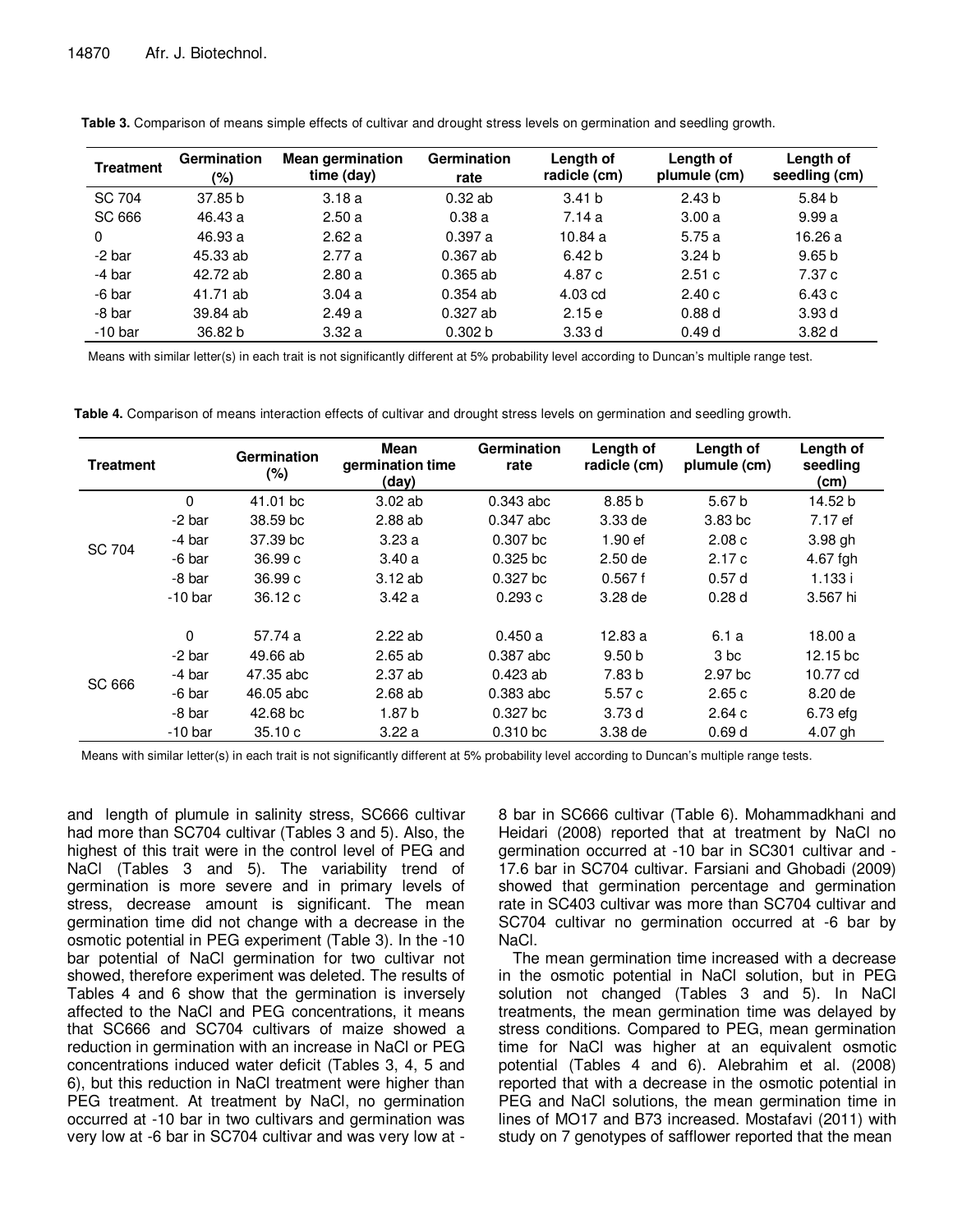**Table 3.** Comparison of means simple effects of cultivar and drought stress levels on germination and seedling growth.

| Treatment | Germination (%) | Mean germination time (day) | Germination rate | Length of radicle (cm) | Length of plumule (cm) | Length of seedling (cm) |
|---|---|---|---|---|---|---|
| SC 704 | 37.85 b | 3.18 a | 0.32 ab | 3.41 b | 2.43 b | 5.84 b |
| SC 666 | 46.43 a | 2.50 a | 0.38 a | 7.14 a | 3.00 a | 9.99 a |
| 0 | 46.93 a | 2.62 a | 0.397 a | 10.84 a | 5.75 a | 16.26 a |
| -2 bar | 45.33 ab | 2.77 a | 0.367 ab | 6.42 b | 3.24 b | 9.65 b |
| -4 bar | 42.72 ab | 2.80 a | 0.365 ab | 4.87 c | 2.51 c | 7.37 c |
| -6 bar | 41.71 ab | 3.04 a | 0.354 ab | 4.03 cd | 2.40 c | 6.43 c |
| -8 bar | 39.84 ab | 2.49 a | 0.327 ab | 2.15 e | 0.88 d | 3.93 d |
| -10 bar | 36.82 b | 3.32 a | 0.302 b | 3.33 d | 0.49 d | 3.82 d |

Means with similar letter(s) in each trait is not significantly different at 5% probability level according to Duncan's multiple range test.

**Table 4.** Comparison of means interaction effects of cultivar and drought stress levels on germination and seedling growth.

| Treatment | | Germination (%) | Mean germination time (day) | Germination rate | Length of radicle (cm) | Length of plumule (cm) | Length of seedling (cm) |
|---|---|---|---|---|---|---|---|
| SC 704 | 0 | 41.01 bc | 3.02 ab | 0.343 abc | 8.85 b | 5.67 b | 14.52 b |
| | -2 bar | 38.59 bc | 2.88 ab | 0.347 abc | 3.33 de | 3.83 bc | 7.17 ef |
| | -4 bar | 37.39 bc | 3.23 a | 0.307 bc | 1.90 ef | 2.08 c | 3.98 gh |
| | -6 bar | 36.99 c | 3.40 a | 0.325 bc | 2.50 de | 2.17 c | 4.67 fgh |
| | -8 bar | 36.99 c | 3.12 ab | 0.327 bc | 0.567 f | 0.57 d | 1.133 i |
| | -10 bar | 36.12 c | 3.42 a | 0.293 c | 3.28 de | 0.28 d | 3.567 hi |
| SC 666 | 0 | 57.74 a | 2.22 ab | 0.450 a | 12.83 a | 6.1 a | 18.00 a |
| | -2 bar | 49.66 ab | 2.65 ab | 0.387 abc | 9.50 b | 3 bc | 12.15 bc |
| | -4 bar | 47.35 abc | 2.37 ab | 0.423 ab | 7.83 b | 2.97 bc | 10.77 cd |
| | -6 bar | 46.05 abc | 2.68 ab | 0.383 abc | 5.57 c | 2.65 c | 8.20 de |
| | -8 bar | 42.68 bc | 1.87 b | 0.327 bc | 3.73 d | 2.64 c | 6.73 efg |
| | -10 bar | 35.10 c | 3.22 a | 0.310 bc | 3.38 de | 0.69 d | 4.07 gh |

Means with similar letter(s) in each trait is not significantly different at 5% probability level according to Duncan's multiple range tests.

and length of plumule in salinity stress, SC666 cultivar had more than SC704 cultivar (Tables 3 and 5). Also, the highest of this trait were in the control level of PEG and NaCl (Tables 3 and 5). The variability trend of germination is more severe and in primary levels of stress, decrease amount is significant. The mean germination time did not change with a decrease in the osmotic potential in PEG experiment (Table 3). In the -10 bar potential of NaCl germination for two cultivar not showed, therefore experiment was deleted. The results of Tables 4 and 6 show that the germination is inversely affected to the NaCl and PEG concentrations, it means that SC666 and SC704 cultivars of maize showed a reduction in germination with an increase in NaCl or PEG concentrations induced water deficit (Tables 3, 4, 5 and 6), but this reduction in NaCl treatment were higher than PEG treatment. At treatment by NaCl, no germination occurred at -10 bar in two cultivars and germination was very low at -6 bar in SC704 cultivar and was very low at -8 bar in SC666 cultivar (Table 6). Mohammadkhani and Heidari (2008) reported that at treatment by NaCl no germination occurred at -10 bar in SC301 cultivar and -17.6 bar in SC704 cultivar. Farsiani and Ghobadi (2009) showed that germination percentage and germination rate in SC403 cultivar was more than SC704 cultivar and SC704 cultivar no germination occurred at -6 bar by NaCl.

The mean germination time increased with a decrease in the osmotic potential in NaCl solution, but in PEG solution not changed (Tables 3 and 5). In NaCl treatments, the mean germination time was delayed by stress conditions. Compared to PEG, mean germination time for NaCl was higher at an equivalent osmotic potential (Tables 4 and 6). Alebrahim et al. (2008) reported that with a decrease in the osmotic potential in PEG and NaCl solutions, the mean germination time in lines of MO17 and B73 increased. Mostafavi (2011) with study on 7 genotypes of safflower reported that the mean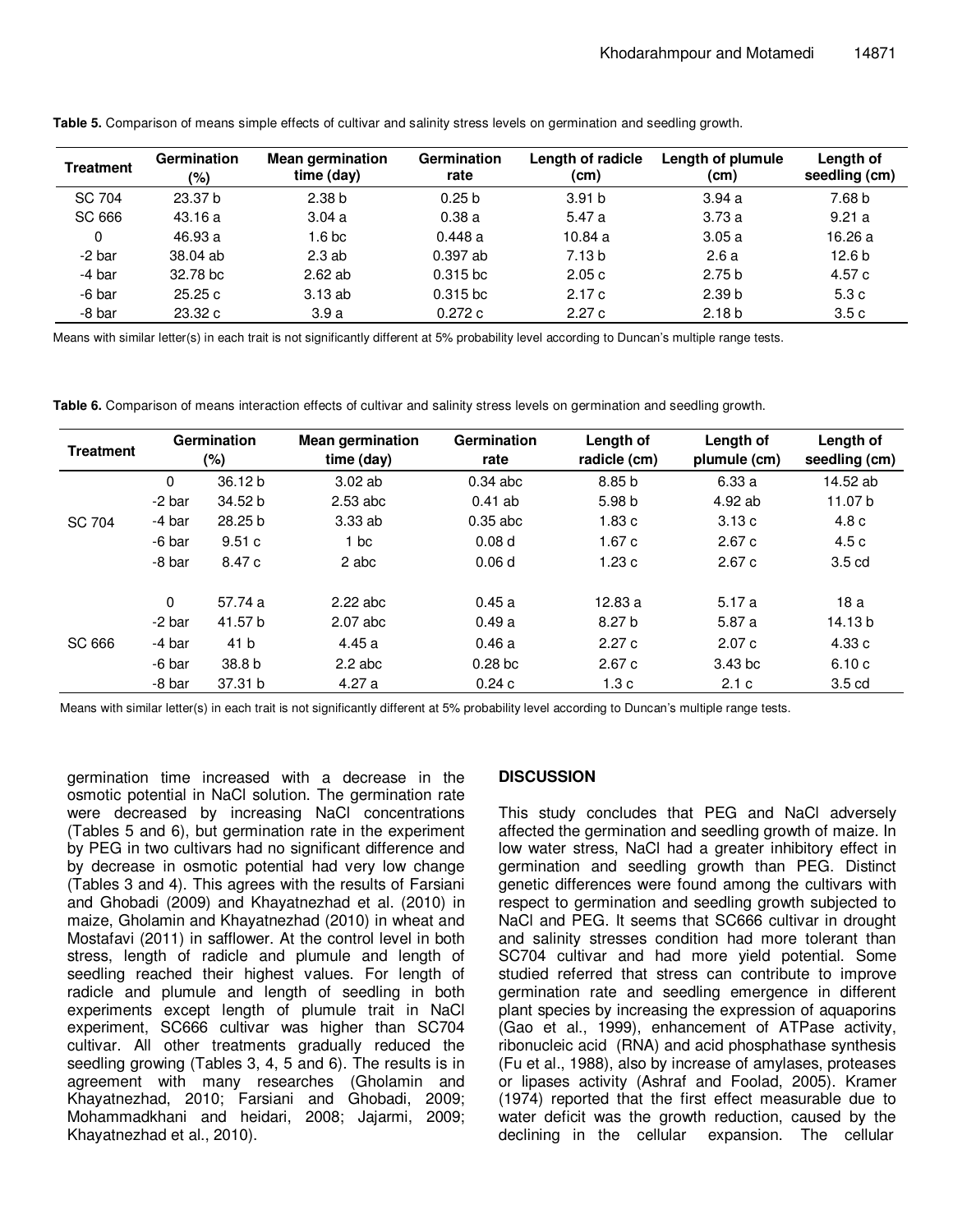**Table 5.** Comparison of means simple effects of cultivar and salinity stress levels on germination and seedling growth.

| Treatment | Germination (%) | Mean germination time (day) | Germination rate | Length of radicle (cm) | Length of plumule (cm) | Length of seedling (cm) |
|---|---|---|---|---|---|---|
| SC 704 | 23.37 b | 2.38 b | 0.25 b | 3.91 b | 3.94 a | 7.68 b |
| SC 666 | 43.16 a | 3.04 a | 0.38 a | 5.47 a | 3.73 a | 9.21 a |
| 0 | 46.93 a | 1.6 bc | 0.448 a | 10.84 a | 3.05 a | 16.26 a |
| -2 bar | 38.04 ab | 2.3 ab | 0.397 ab | 7.13 b | 2.6 a | 12.6 b |
| -4 bar | 32.78 bc | 2.62 ab | 0.315 bc | 2.05 c | 2.75 b | 4.57 c |
| -6 bar | 25.25 c | 3.13 ab | 0.315 bc | 2.17 c | 2.39 b | 5.3 c |
| -8 bar | 23.32 c | 3.9 a | 0.272 c | 2.27 c | 2.18 b | 3.5 c |

Means with similar letter(s) in each trait is not significantly different at 5% probability level according to Duncan's multiple range tests.

**Table 6.** Comparison of means interaction effects of cultivar and salinity stress levels on germination and seedling growth.

| Treatment | | Germination (%) | Mean germination time (day) | Germination rate | Length of radicle (cm) | Length of plumule (cm) | Length of seedling (cm) |
|---|---|---|---|---|---|---|---|
| SC 704 | 0 | 36.12 b | 3.02 ab | 0.34 abc | 8.85 b | 6.33 a | 14.52 ab |
| | -2 bar | 34.52 b | 2.53 abc | 0.41 ab | 5.98 b | 4.92 ab | 11.07 b |
| | -4 bar | 28.25 b | 3.33 ab | 0.35 abc | 1.83 c | 3.13 c | 4.8 c |
| | -6 bar | 9.51 c | 1 bc | 0.08 d | 1.67 c | 2.67 c | 4.5 c |
| | -8 bar | 8.47 c | 2 abc | 0.06 d | 1.23 c | 2.67 c | 3.5 cd |
| SC 666 | 0 | 57.74 a | 2.22 abc | 0.45 a | 12.83 a | 5.17 a | 18 a |
| | -2 bar | 41.57 b | 2.07 abc | 0.49 a | 8.27 b | 5.87 a | 14.13 b |
| | -4 bar | 41 b | 4.45 a | 0.46 a | 2.27 c | 2.07 c | 4.33 c |
| | -6 bar | 38.8 b | 2.2 abc | 0.28 bc | 2.67 c | 3.43 bc | 6.10 c |
| | -8 bar | 37.31 b | 4.27 a | 0.24 c | 1.3 c | 2.1 c | 3.5 cd |

Means with similar letter(s) in each trait is not significantly different at 5% probability level according to Duncan's multiple range tests.

germination time increased with a decrease in the osmotic potential in NaCl solution. The germination rate were decreased by increasing NaCl concentrations (Tables 5 and 6), but germination rate in the experiment by PEG in two cultivars had no significant difference and by decrease in osmotic potential had very low change (Tables 3 and 4). This agrees with the results of Farsiani and Ghobadi (2009) and Khayatnezhad et al. (2010) in maize, Gholamin and Khayatnezhad (2010) in wheat and Mostafavi (2011) in safflower. At the control level in both stress, length of radicle and plumule and length of seedling reached their highest values. For length of radicle and plumule and length of seedling in both experiments except length of plumule trait in NaCl experiment, SC666 cultivar was higher than SC704 cultivar. All other treatments gradually reduced the seedling growing (Tables 3, 4, 5 and 6). The results is in agreement with many researches (Gholamin and Khayatnezhad, 2010; Farsiani and Ghobadi, 2009; Mohammadkhani and heidari, 2008; Jajarmi, 2009; Khayatnezhad et al., 2010).

## DISCUSSION

This study concludes that PEG and NaCl adversely affected the germination and seedling growth of maize. In low water stress, NaCl had a greater inhibitory effect in germination and seedling growth than PEG. Distinct genetic differences were found among the cultivars with respect to germination and seedling growth subjected to NaCl and PEG. It seems that SC666 cultivar in drought and salinity stresses condition had more tolerant than SC704 cultivar and had more yield potential. Some studied referred that stress can contribute to improve germination rate and seedling emergence in different plant species by increasing the expression of aquaporins (Gao et al., 1999), enhancement of ATPase activity, ribonucleic acid (RNA) and acid phosphathase synthesis (Fu et al., 1988), also by increase of amylases, proteases or lipases activity (Ashraf and Foolad, 2005). Kramer (1974) reported that the first effect measurable due to water deficit was the growth reduction, caused by the declining in the cellular expansion. The cellular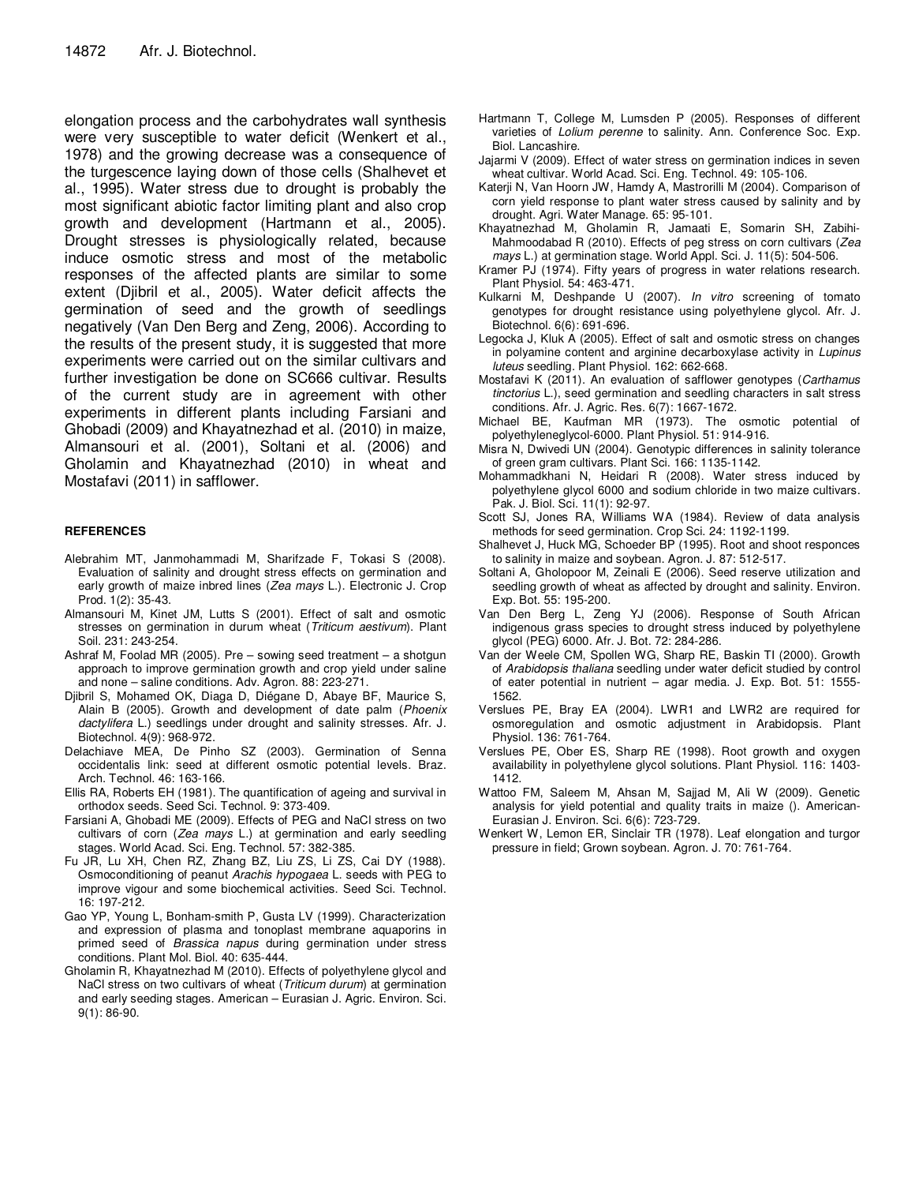elongation process and the carbohydrates wall synthesis were very susceptible to water deficit (Wenkert et al., 1978) and the growing decrease was a consequence of the turgescence laying down of those cells (Shalhevet et al., 1995). Water stress due to drought is probably the most significant abiotic factor limiting plant and also crop growth and development (Hartmann et al., 2005). Drought stresses is physiologically related, because induce osmotic stress and most of the metabolic responses of the affected plants are similar to some extent (Djibril et al., 2005). Water deficit affects the germination of seed and the growth of seedlings negatively (Van Den Berg and Zeng, 2006). According to the results of the present study, it is suggested that more experiments were carried out on the similar cultivars and further investigation be done on SC666 cultivar. Results of the current study are in agreement with other experiments in different plants including Farsiani and Ghobadi (2009) and Khayatnezhad et al. (2010) in maize, Almansouri et al. (2001), Soltani et al. (2006) and Gholamin and Khayatnezhad (2010) in wheat and Mostafavi (2011) in safflower.

## REFERENCES

Alebrahim MT, Janmohammadi M, Sharifzade F, Tokasi S (2008). Evaluation of salinity and drought stress effects on germination and early growth of maize inbred lines (*Zea mays* L.). Electronic J. Crop Prod. 1(2): 35-43.

Almansouri M, Kinet JM, Lutts S (2001). Effect of salt and osmotic stresses on germination in durum wheat (*Triticum aestivum*). Plant Soil. 231: 243-254.

Ashraf M, Foolad MR (2005). Pre – sowing seed treatment – a shotgun approach to improve germination growth and crop yield under saline and none – saline conditions. Adv. Agron. 88: 223-271.

Djibril S, Mohamed OK, Diaga D, Diégane D, Abaye BF, Maurice S, Alain B (2005). Growth and development of date palm (*Phoenix dactylifera* L.) seedlings under drought and salinity stresses. Afr. J. Biotechnol. 4(9): 968-972.

Delachiave MEA, De Pinho SZ (2003). Germination of Senna occidentalis link: seed at different osmotic potential levels. Braz. Arch. Technol. 46: 163-166.

Ellis RA, Roberts EH (1981). The quantification of ageing and survival in orthodox seeds. Seed Sci. Technol. 9: 373-409.

Farsiani A, Ghobadi ME (2009). Effects of PEG and NaCl stress on two cultivars of corn (*Zea mays* L.) at germination and early seedling stages. World Acad. Sci. Eng. Technol. 57: 382-385.

Fu JR, Lu XH, Chen RZ, Zhang BZ, Liu ZS, Li ZS, Cai DY (1988). Osmoconditioning of peanut *Arachis hypogaea* L. seeds with PEG to improve vigour and some biochemical activities. Seed Sci. Technol. 16: 197-212.

Gao YP, Young L, Bonham-smith P, Gusta LV (1999). Characterization and expression of plasma and tonoplast membrane aquaporins in primed seed of *Brassica napus* during germination under stress conditions. Plant Mol. Biol. 40: 635-444.

Gholamin R, Khayatnezhad M (2010). Effects of polyethylene glycol and NaCl stress on two cultivars of wheat (*Triticum durum*) at germination and early seeding stages. American – Eurasian J. Agric. Environ. Sci. 9(1): 86-90.

Hartmann T, College M, Lumsden P (2005). Responses of different varieties of *Lolium perenne* to salinity. Ann. Conference Soc. Exp. Biol. Lancashire.

Jajarmi V (2009). Effect of water stress on germination indices in seven wheat cultivar. World Acad. Sci. Eng. Technol. 49: 105-106.

Katerji N, Van Hoorn JW, Hamdy A, Mastrorilli M (2004). Comparison of corn yield response to plant water stress caused by salinity and by drought. Agri. Water Manage. 65: 95-101.

Khayatnezhad M, Gholamin R, Jamaati E, Somarin SH, Zabihi-Mahmoodabad R (2010). Effects of peg stress on corn cultivars (*Zea mays* L.) at germination stage. World Appl. Sci. J. 11(5): 504-506.

Kramer PJ (1974). Fifty years of progress in water relations research. Plant Physiol. 54: 463-471.

Kulkarni M, Deshpande U (2007). *In vitro* screening of tomato genotypes for drought resistance using polyethylene glycol. Afr. J. Biotechnol. 6(6): 691-696.

Legocka J, Kluk A (2005). Effect of salt and osmotic stress on changes in polyamine content and arginine decarboxylase activity in *Lupinus luteus* seedling. Plant Physiol. 162: 662-668.

Mostafavi K (2011). An evaluation of safflower genotypes (*Carthamus tinctorius* L.), seed germination and seedling characters in salt stress conditions. Afr. J. Agric. Res. 6(7): 1667-1672.

Michael BE, Kaufman MR (1973). The osmotic potential of polyethyleneglycol-6000. Plant Physiol. 51: 914-916.

Misra N, Dwivedi UN (2004). Genotypic differences in salinity tolerance of green gram cultivars. Plant Sci. 166: 1135-1142.

Mohammadkhani N, Heidari R (2008). Water stress induced by polyethylene glycol 6000 and sodium chloride in two maize cultivars. Pak. J. Biol. Sci. 11(1): 92-97.

Scott SJ, Jones RA, Williams WA (1984). Review of data analysis methods for seed germination. Crop Sci. 24: 1192-1199.

Shalhevet J, Huck MG, Schoeder BP (1995). Root and shoot responces to salinity in maize and soybean. Agron. J. 87: 512-517.

Soltani A, Gholopoor M, Zeinali E (2006). Seed reserve utilization and seedling growth of wheat as affected by drought and salinity. Environ. Exp. Bot. 55: 195-200.

Van Den Berg L, Zeng YJ (2006). Response of South African indigenous grass species to drought stress induced by polyethylene glycol (PEG) 6000. Afr. J. Bot. 72: 284-286.

Van der Weele CM, Spollen WG, Sharp RE, Baskin TI (2000). Growth of *Arabidopsis thaliana* seedling under water deficit studied by control of eater potential in nutrient – agar media. J. Exp. Bot. 51: 1555-1562.

Verslues PE, Bray EA (2004). LWR1 and LWR2 are required for osmoregulation and osmotic adjustment in Arabidopsis. Plant Physiol. 136: 761-764.

Verslues PE, Ober ES, Sharp RE (1998). Root growth and oxygen availability in polyethylene glycol solutions. Plant Physiol. 116: 1403-1412.

Wattoo FM, Saleem M, Ahsan M, Sajjad M, Ali W (2009). Genetic analysis for yield potential and quality traits in maize (). American-Eurasian J. Agric. Environ. Sci. 6(6): 723-729.

Wenkert W, Lemon ER, Sinclair TR (1978). Leaf elongation and turgor pressure in field; Grown soybean. Agron. J. 70: 761-764.